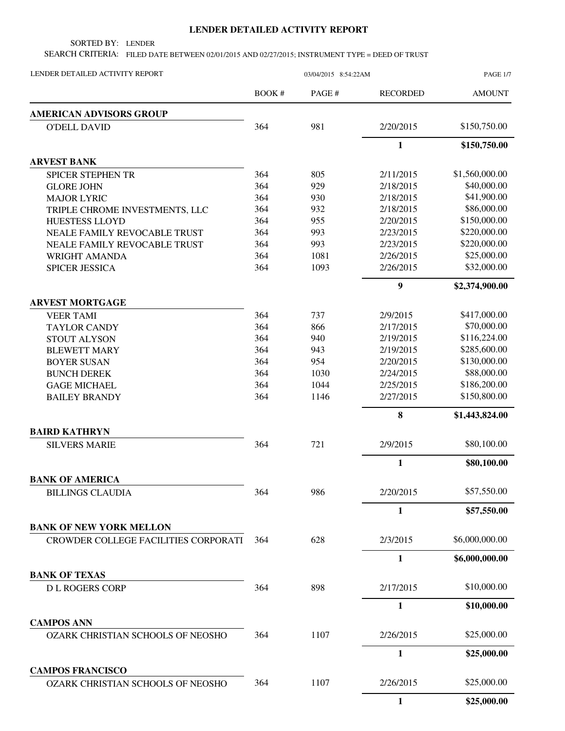# LENDER DETAILED ACTIVITY REPORT

SORTED BY: LENDER

SEARCH CRITERIA: FILED DATE BETWEEN 02/01/2015 AND 02/27/2015; INSTRUMENT TYPE = DEED OF TRUST

LENDER DETAILED ACTIVITY REPORT — 03/04/2015 8:54:22AM

| | BOOK # | PAGE # | RECORDED | AMOUNT |
|---|---|---|---|---|
| **AMERICAN ADVISORS GROUP** | | | | |
| O'DELL DAVID | 364 | 981 | 2/20/2015 | $150,750.00 |
| | | | **1** | **$150,750.00** |
| **ARVEST BANK** | | | | |
| SPICER STEPHEN TR | 364 | 805 | 2/11/2015 | $1,560,000.00 |
| GLORE JOHN | 364 | 929 | 2/18/2015 | $40,000.00 |
| MAJOR LYRIC | 364 | 930 | 2/18/2015 | $41,900.00 |
| TRIPLE CHROME INVESTMENTS, LLC | 364 | 932 | 2/18/2015 | $86,000.00 |
| HUESTESS LLOYD | 364 | 955 | 2/20/2015 | $150,000.00 |
| NEALE FAMILY REVOCABLE TRUST | 364 | 993 | 2/23/2015 | $220,000.00 |
| NEALE FAMILY REVOCABLE TRUST | 364 | 993 | 2/23/2015 | $220,000.00 |
| WRIGHT AMANDA | 364 | 1081 | 2/26/2015 | $25,000.00 |
| SPICER JESSICA | 364 | 1093 | 2/26/2015 | $32,000.00 |
| | | | **9** | **$2,374,900.00** |
| **ARVEST MORTGAGE** | | | | |
| VEER TAMI | 364 | 737 | 2/9/2015 | $417,000.00 |
| TAYLOR CANDY | 364 | 866 | 2/17/2015 | $70,000.00 |
| STOUT ALYSON | 364 | 940 | 2/19/2015 | $116,224.00 |
| BLEWETT MARY | 364 | 943 | 2/19/2015 | $285,600.00 |
| BOYER SUSAN | 364 | 954 | 2/20/2015 | $130,000.00 |
| BUNCH DEREK | 364 | 1030 | 2/24/2015 | $88,000.00 |
| GAGE MICHAEL | 364 | 1044 | 2/25/2015 | $186,200.00 |
| BAILEY BRANDY | 364 | 1146 | 2/27/2015 | $150,800.00 |
| | | | **8** | **$1,443,824.00** |
| **BAIRD KATHRYN** | | | | |
| SILVERS MARIE | 364 | 721 | 2/9/2015 | $80,100.00 |
| | | | **1** | **$80,100.00** |
| **BANK OF AMERICA** | | | | |
| BILLINGS CLAUDIA | 364 | 986 | 2/20/2015 | $57,550.00 |
| | | | **1** | **$57,550.00** |
| **BANK OF NEW YORK MELLON** | | | | |
| CROWDER COLLEGE FACILITIES CORPORATI | 364 | 628 | 2/3/2015 | $6,000,000.00 |
| | | | **1** | **$6,000,000.00** |
| **BANK OF TEXAS** | | | | |
| D L ROGERS CORP | 364 | 898 | 2/17/2015 | $10,000.00 |
| | | | **1** | **$10,000.00** |
| **CAMPOS ANN** | | | | |
| OZARK CHRISTIAN SCHOOLS OF NEOSHO | 364 | 1107 | 2/26/2015 | $25,000.00 |
| | | | **1** | **$25,000.00** |
| **CAMPOS FRANCISCO** | | | | |
| OZARK CHRISTIAN SCHOOLS OF NEOSHO | 364 | 1107 | 2/26/2015 | $25,000.00 |
| | | | **1** | **$25,000.00** |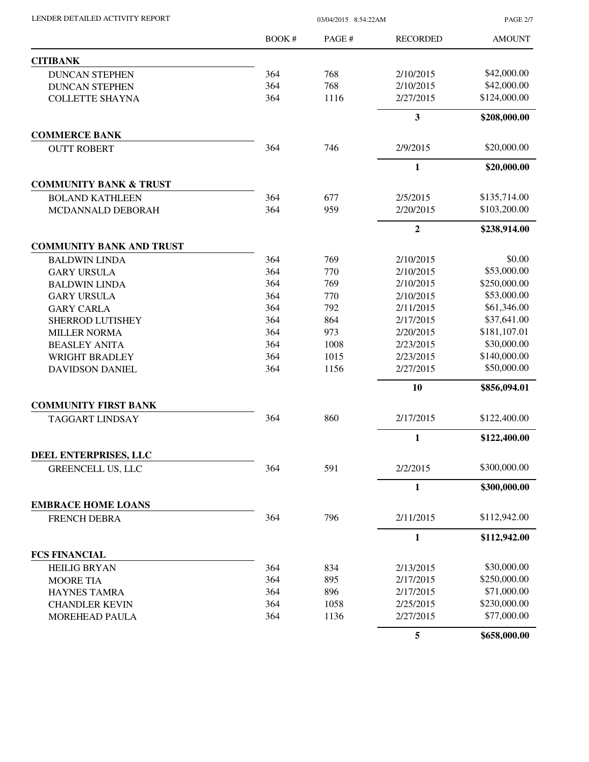| | BOOK # | PAGE # | RECORDED | AMOUNT |
|---|---|---|---|---|
| **CITIBANK** | | | | |
| DUNCAN STEPHEN | 364 | 768 | 2/10/2015 | $42,000.00 |
| DUNCAN STEPHEN | 364 | 768 | 2/10/2015 | $42,000.00 |
| COLLETTE SHAYNA | 364 | 1116 | 2/27/2015 | $124,000.00 |
| | | | **3** | **$208,000.00** |
| **COMMERCE BANK** | | | | |
| OUTT ROBERT | 364 | 746 | 2/9/2015 | $20,000.00 |
| | | | **1** | **$20,000.00** |
| **COMMUNITY BANK & TRUST** | | | | |
| BOLAND KATHLEEN | 364 | 677 | 2/5/2015 | $135,714.00 |
| MCDANNALD DEBORAH | 364 | 959 | 2/20/2015 | $103,200.00 |
| | | | **2** | **$238,914.00** |
| **COMMUNITY BANK AND TRUST** | | | | |
| BALDWIN LINDA | 364 | 769 | 2/10/2015 | $0.00 |
| GARY URSULA | 364 | 770 | 2/10/2015 | $53,000.00 |
| BALDWIN LINDA | 364 | 769 | 2/10/2015 | $250,000.00 |
| GARY URSULA | 364 | 770 | 2/10/2015 | $53,000.00 |
| GARY CARLA | 364 | 792 | 2/11/2015 | $61,346.00 |
| SHERROD LUTISHEY | 364 | 864 | 2/17/2015 | $37,641.00 |
| MILLER NORMA | 364 | 973 | 2/20/2015 | $181,107.01 |
| BEASLEY ANITA | 364 | 1008 | 2/23/2015 | $30,000.00 |
| WRIGHT BRADLEY | 364 | 1015 | 2/23/2015 | $140,000.00 |
| DAVIDSON DANIEL | 364 | 1156 | 2/27/2015 | $50,000.00 |
| | | | **10** | **$856,094.01** |
| **COMMUNITY FIRST BANK** | | | | |
| TAGGART LINDSAY | 364 | 860 | 2/17/2015 | $122,400.00 |
| | | | **1** | **$122,400.00** |
| **DEEL ENTERPRISES, LLC** | | | | |
| GREENCELL US, LLC | 364 | 591 | 2/2/2015 | $300,000.00 |
| | | | **1** | **$300,000.00** |
| **EMBRACE HOME LOANS** | | | | |
| FRENCH DEBRA | 364 | 796 | 2/11/2015 | $112,942.00 |
| | | | **1** | **$112,942.00** |
| **FCS FINANCIAL** | | | | |
| HEILIG BRYAN | 364 | 834 | 2/13/2015 | $30,000.00 |
| MOORE TIA | 364 | 895 | 2/17/2015 | $250,000.00 |
| HAYNES TAMRA | 364 | 896 | 2/17/2015 | $71,000.00 |
| CHANDLER KEVIN | 364 | 1058 | 2/25/2015 | $230,000.00 |
| MOREHEAD PAULA | 364 | 1136 | 2/27/2015 | $77,000.00 |
| | | | **5** | **$658,000.00** |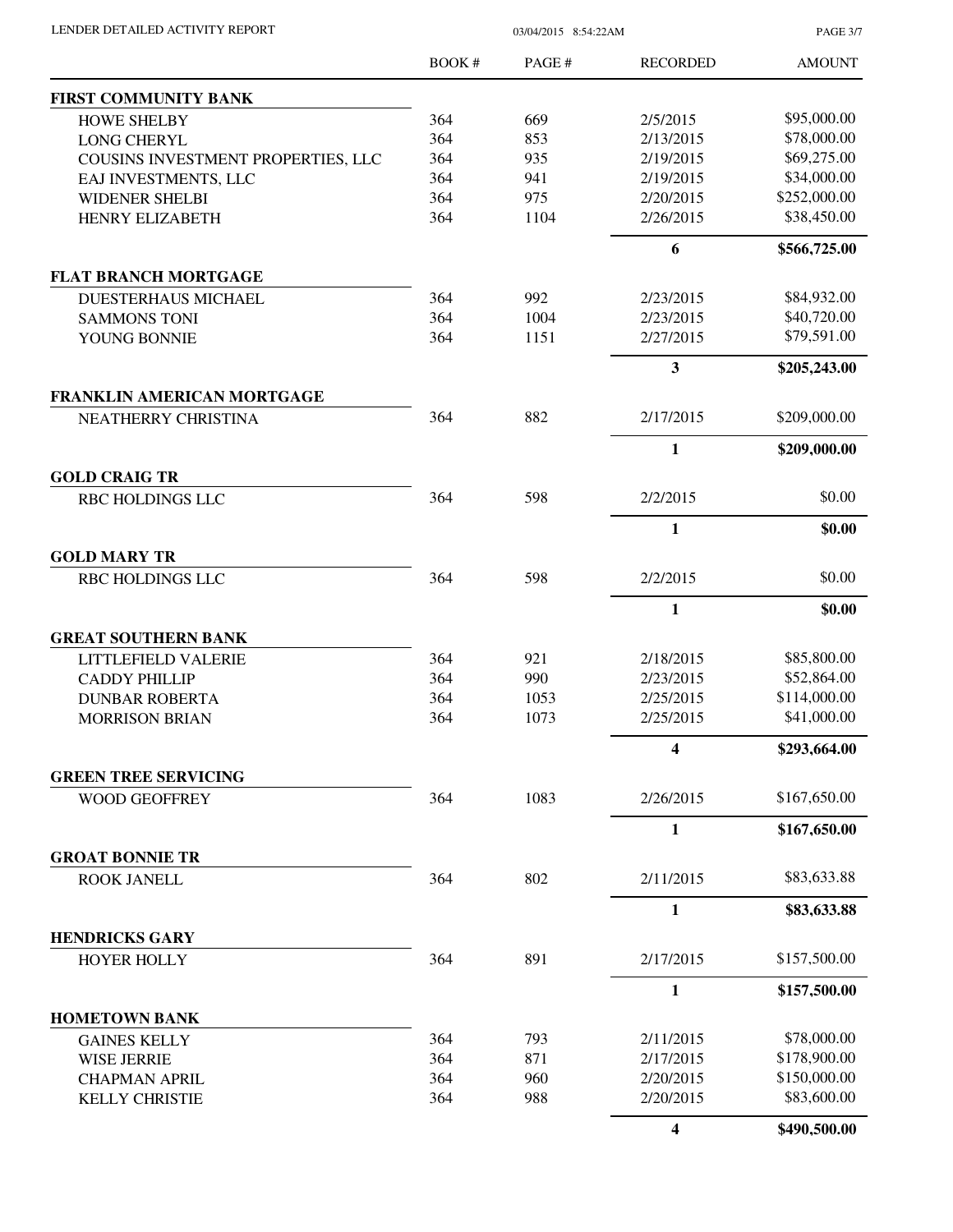| | BOOK # | PAGE # | RECORDED | AMOUNT |
|---|---|---|---|---|
| **FIRST COMMUNITY BANK** | | | | |
| HOWE SHELBY | 364 | 669 | 2/5/2015 | $95,000.00 |
| LONG CHERYL | 364 | 853 | 2/13/2015 | $78,000.00 |
| COUSINS INVESTMENT PROPERTIES, LLC | 364 | 935 | 2/19/2015 | $69,275.00 |
| EAJ INVESTMENTS, LLC | 364 | 941 | 2/19/2015 | $34,000.00 |
| WIDENER SHELBI | 364 | 975 | 2/20/2015 | $252,000.00 |
| HENRY ELIZABETH | 364 | 1104 | 2/26/2015 | $38,450.00 |
| | | | **6** | **$566,725.00** |
| **FLAT BRANCH MORTGAGE** | | | | |
| DUESTERHAUS MICHAEL | 364 | 992 | 2/23/2015 | $84,932.00 |
| SAMMONS TONI | 364 | 1004 | 2/23/2015 | $40,720.00 |
| YOUNG BONNIE | 364 | 1151 | 2/27/2015 | $79,591.00 |
| | | | **3** | **$205,243.00** |
| **FRANKLIN AMERICAN MORTGAGE** | | | | |
| NEATHERRY CHRISTINA | 364 | 882 | 2/17/2015 | $209,000.00 |
| | | | **1** | **$209,000.00** |
| **GOLD CRAIG TR** | | | | |
| RBC HOLDINGS LLC | 364 | 598 | 2/2/2015 | $0.00 |
| | | | **1** | **$0.00** |
| **GOLD MARY TR** | | | | |
| RBC HOLDINGS LLC | 364 | 598 | 2/2/2015 | $0.00 |
| | | | **1** | **$0.00** |
| **GREAT SOUTHERN BANK** | | | | |
| LITTLEFIELD VALERIE | 364 | 921 | 2/18/2015 | $85,800.00 |
| CADDY PHILLIP | 364 | 990 | 2/23/2015 | $52,864.00 |
| DUNBAR ROBERTA | 364 | 1053 | 2/25/2015 | $114,000.00 |
| MORRISON BRIAN | 364 | 1073 | 2/25/2015 | $41,000.00 |
| | | | **4** | **$293,664.00** |
| **GREEN TREE SERVICING** | | | | |
| WOOD GEOFFREY | 364 | 1083 | 2/26/2015 | $167,650.00 |
| | | | **1** | **$167,650.00** |
| **GROAT BONNIE TR** | | | | |
| ROOK JANELL | 364 | 802 | 2/11/2015 | $83,633.88 |
| | | | **1** | **$83,633.88** |
| **HENDRICKS GARY** | | | | |
| HOYER HOLLY | 364 | 891 | 2/17/2015 | $157,500.00 |
| | | | **1** | **$157,500.00** |
| **HOMETOWN BANK** | | | | |
| GAINES KELLY | 364 | 793 | 2/11/2015 | $78,000.00 |
| WISE JERRIE | 364 | 871 | 2/17/2015 | $178,900.00 |
| CHAPMAN APRIL | 364 | 960 | 2/20/2015 | $150,000.00 |
| KELLY CHRISTIE | 364 | 988 | 2/20/2015 | $83,600.00 |
| | | | **4** | **$490,500.00** |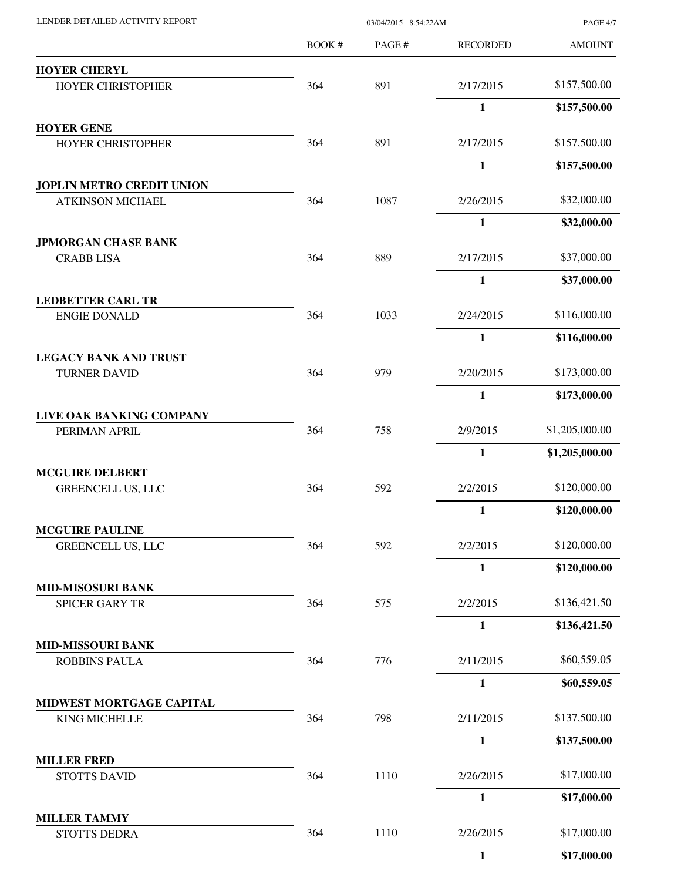| | BOOK # | PAGE # | RECORDED | AMOUNT |
|---|---|---|---|---|
| **HOYER CHERYL** | | | | |
| HOYER CHRISTOPHER | 364 | 891 | 2/17/2015 | $157,500.00 |
| | | | **1** | **$157,500.00** |
| **HOYER GENE** | | | | |
| HOYER CHRISTOPHER | 364 | 891 | 2/17/2015 | $157,500.00 |
| | | | **1** | **$157,500.00** |
| **JOPLIN METRO CREDIT UNION** | | | | |
| ATKINSON MICHAEL | 364 | 1087 | 2/26/2015 | $32,000.00 |
| | | | **1** | **$32,000.00** |
| **JPMORGAN CHASE BANK** | | | | |
| CRABB LISA | 364 | 889 | 2/17/2015 | $37,000.00 |
| | | | **1** | **$37,000.00** |
| **LEDBETTER CARL TR** | | | | |
| ENGIE DONALD | 364 | 1033 | 2/24/2015 | $116,000.00 |
| | | | **1** | **$116,000.00** |
| **LEGACY BANK AND TRUST** | | | | |
| TURNER DAVID | 364 | 979 | 2/20/2015 | $173,000.00 |
| | | | **1** | **$173,000.00** |
| **LIVE OAK BANKING COMPANY** | | | | |
| PERIMAN APRIL | 364 | 758 | 2/9/2015 | $1,205,000.00 |
| | | | **1** | **$1,205,000.00** |
| **MCGUIRE DELBERT** | | | | |
| GREENCELL US, LLC | 364 | 592 | 2/2/2015 | $120,000.00 |
| | | | **1** | **$120,000.00** |
| **MCGUIRE PAULINE** | | | | |
| GREENCELL US, LLC | 364 | 592 | 2/2/2015 | $120,000.00 |
| | | | **1** | **$120,000.00** |
| **MID-MISOSURI BANK** | | | | |
| SPICER GARY TR | 364 | 575 | 2/2/2015 | $136,421.50 |
| | | | **1** | **$136,421.50** |
| **MID-MISSOURI BANK** | | | | |
| ROBBINS PAULA | 364 | 776 | 2/11/2015 | $60,559.05 |
| | | | **1** | **$60,559.05** |
| **MIDWEST MORTGAGE CAPITAL** | | | | |
| KING MICHELLE | 364 | 798 | 2/11/2015 | $137,500.00 |
| | | | **1** | **$137,500.00** |
| **MILLER FRED** | | | | |
| STOTTS DAVID | 364 | 1110 | 2/26/2015 | $17,000.00 |
| | | | **1** | **$17,000.00** |
| **MILLER TAMMY** | | | | |
| STOTTS DEDRA | 364 | 1110 | 2/26/2015 | $17,000.00 |
| | | | **1** | **$17,000.00** |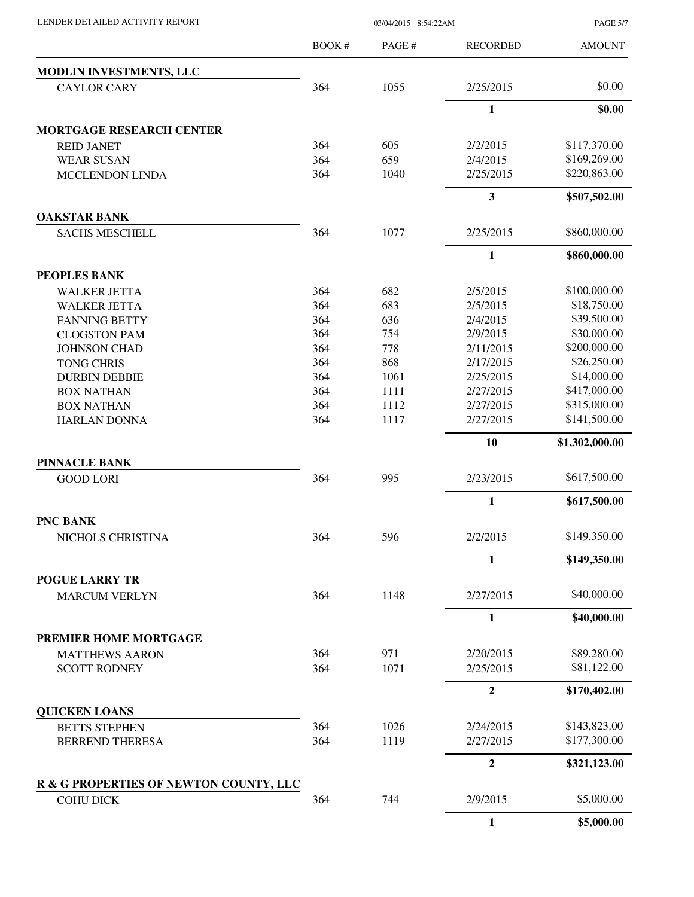| | BOOK # | PAGE # | RECORDED | AMOUNT |
|---|---|---|---|---|
| **MODLIN INVESTMENTS, LLC** | | | | |
| CAYLOR CARY | 364 | 1055 | 2/25/2015 | $0.00 |
| | | | **1** | **$0.00** |
| **MORTGAGE RESEARCH CENTER** | | | | |
| REID JANET | 364 | 605 | 2/2/2015 | $117,370.00 |
| WEAR SUSAN | 364 | 659 | 2/4/2015 | $169,269.00 |
| MCCLENDON LINDA | 364 | 1040 | 2/25/2015 | $220,863.00 |
| | | | **3** | **$507,502.00** |
| **OAKSTAR BANK** | | | | |
| SACHS MESCHELL | 364 | 1077 | 2/25/2015 | $860,000.00 |
| | | | **1** | **$860,000.00** |
| **PEOPLES BANK** | | | | |
| WALKER JETTA | 364 | 682 | 2/5/2015 | $100,000.00 |
| WALKER JETTA | 364 | 683 | 2/5/2015 | $18,750.00 |
| FANNING BETTY | 364 | 636 | 2/4/2015 | $39,500.00 |
| CLOGSTON PAM | 364 | 754 | 2/9/2015 | $30,000.00 |
| JOHNSON CHAD | 364 | 778 | 2/11/2015 | $200,000.00 |
| TONG CHRIS | 364 | 868 | 2/17/2015 | $26,250.00 |
| DURBIN DEBBIE | 364 | 1061 | 2/25/2015 | $14,000.00 |
| BOX NATHAN | 364 | 1111 | 2/27/2015 | $417,000.00 |
| BOX NATHAN | 364 | 1112 | 2/27/2015 | $315,000.00 |
| HARLAN DONNA | 364 | 1117 | 2/27/2015 | $141,500.00 |
| | | | **10** | **$1,302,000.00** |
| **PINNACLE BANK** | | | | |
| GOOD LORI | 364 | 995 | 2/23/2015 | $617,500.00 |
| | | | **1** | **$617,500.00** |
| **PNC BANK** | | | | |
| NICHOLS CHRISTINA | 364 | 596 | 2/2/2015 | $149,350.00 |
| | | | **1** | **$149,350.00** |
| **POGUE LARRY TR** | | | | |
| MARCUM VERLYN | 364 | 1148 | 2/27/2015 | $40,000.00 |
| | | | **1** | **$40,000.00** |
| **PREMIER HOME MORTGAGE** | | | | |
| MATTHEWS AARON | 364 | 971 | 2/20/2015 | $89,280.00 |
| SCOTT RODNEY | 364 | 1071 | 2/25/2015 | $81,122.00 |
| | | | **2** | **$170,402.00** |
| **QUICKEN LOANS** | | | | |
| BETTS STEPHEN | 364 | 1026 | 2/24/2015 | $143,823.00 |
| BERREND THERESA | 364 | 1119 | 2/27/2015 | $177,300.00 |
| | | | **2** | **$321,123.00** |
| **R & G PROPERTIES OF NEWTON COUNTY, LLC** | | | | |
| COHU DICK | 364 | 744 | 2/9/2015 | $5,000.00 |
| | | | **1** | **$5,000.00** |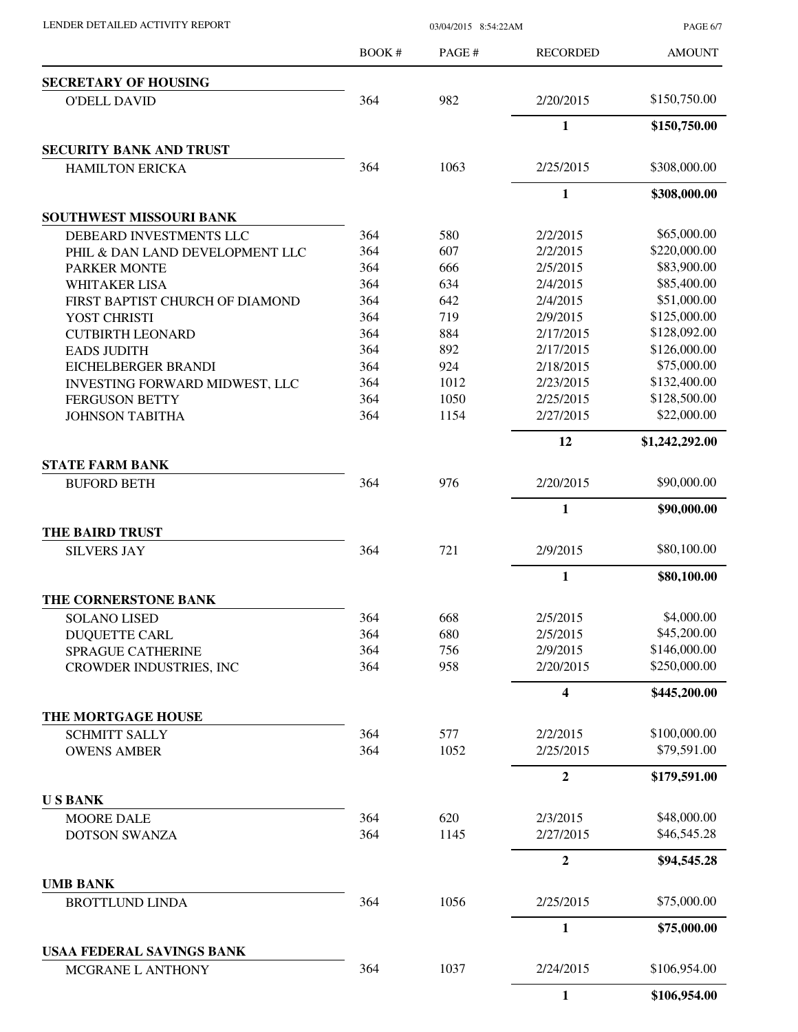| | BOOK # | PAGE # | RECORDED | AMOUNT |
|---|---|---|---|---|
| **SECRETARY OF HOUSING** | | | | |
| O'DELL DAVID | 364 | 982 | 2/20/2015 | $150,750.00 |
| | | | **1** | **$150,750.00** |
| **SECURITY BANK AND TRUST** | | | | |
| HAMILTON ERICKA | 364 | 1063 | 2/25/2015 | $308,000.00 |
| | | | **1** | **$308,000.00** |
| **SOUTHWEST MISSOURI BANK** | | | | |
| DEBEARD INVESTMENTS LLC | 364 | 580 | 2/2/2015 | $65,000.00 |
| PHIL & DAN LAND DEVELOPMENT LLC | 364 | 607 | 2/2/2015 | $220,000.00 |
| PARKER MONTE | 364 | 666 | 2/5/2015 | $83,900.00 |
| WHITAKER LISA | 364 | 634 | 2/4/2015 | $85,400.00 |
| FIRST BAPTIST CHURCH OF DIAMOND | 364 | 642 | 2/4/2015 | $51,000.00 |
| YOST CHRISTI | 364 | 719 | 2/9/2015 | $125,000.00 |
| CUTBIRTH LEONARD | 364 | 884 | 2/17/2015 | $128,092.00 |
| EADS JUDITH | 364 | 892 | 2/17/2015 | $126,000.00 |
| EICHELBERGER BRANDI | 364 | 924 | 2/18/2015 | $75,000.00 |
| INVESTING FORWARD MIDWEST, LLC | 364 | 1012 | 2/23/2015 | $132,400.00 |
| FERGUSON BETTY | 364 | 1050 | 2/25/2015 | $128,500.00 |
| JOHNSON TABITHA | 364 | 1154 | 2/27/2015 | $22,000.00 |
| | | | **12** | **$1,242,292.00** |
| **STATE FARM BANK** | | | | |
| BUFORD BETH | 364 | 976 | 2/20/2015 | $90,000.00 |
| | | | **1** | **$90,000.00** |
| **THE BAIRD TRUST** | | | | |
| SILVERS JAY | 364 | 721 | 2/9/2015 | $80,100.00 |
| | | | **1** | **$80,100.00** |
| **THE CORNERSTONE BANK** | | | | |
| SOLANO LISED | 364 | 668 | 2/5/2015 | $4,000.00 |
| DUQUETTE CARL | 364 | 680 | 2/5/2015 | $45,200.00 |
| SPRAGUE CATHERINE | 364 | 756 | 2/9/2015 | $146,000.00 |
| CROWDER INDUSTRIES, INC | 364 | 958 | 2/20/2015 | $250,000.00 |
| | | | **4** | **$445,200.00** |
| **THE MORTGAGE HOUSE** | | | | |
| SCHMITT SALLY | 364 | 577 | 2/2/2015 | $100,000.00 |
| OWENS AMBER | 364 | 1052 | 2/25/2015 | $79,591.00 |
| | | | **2** | **$179,591.00** |
| **U S BANK** | | | | |
| MOORE DALE | 364 | 620 | 2/3/2015 | $48,000.00 |
| DOTSON SWANZA | 364 | 1145 | 2/27/2015 | $46,545.28 |
| | | | **2** | **$94,545.28** |
| **UMB BANK** | | | | |
| BROTTLUND LINDA | 364 | 1056 | 2/25/2015 | $75,000.00 |
| | | | **1** | **$75,000.00** |
| **USAA FEDERAL SAVINGS BANK** | | | | |
| MCGRANE L ANTHONY | 364 | 1037 | 2/24/2015 | $106,954.00 |
| | | | **1** | **$106,954.00** |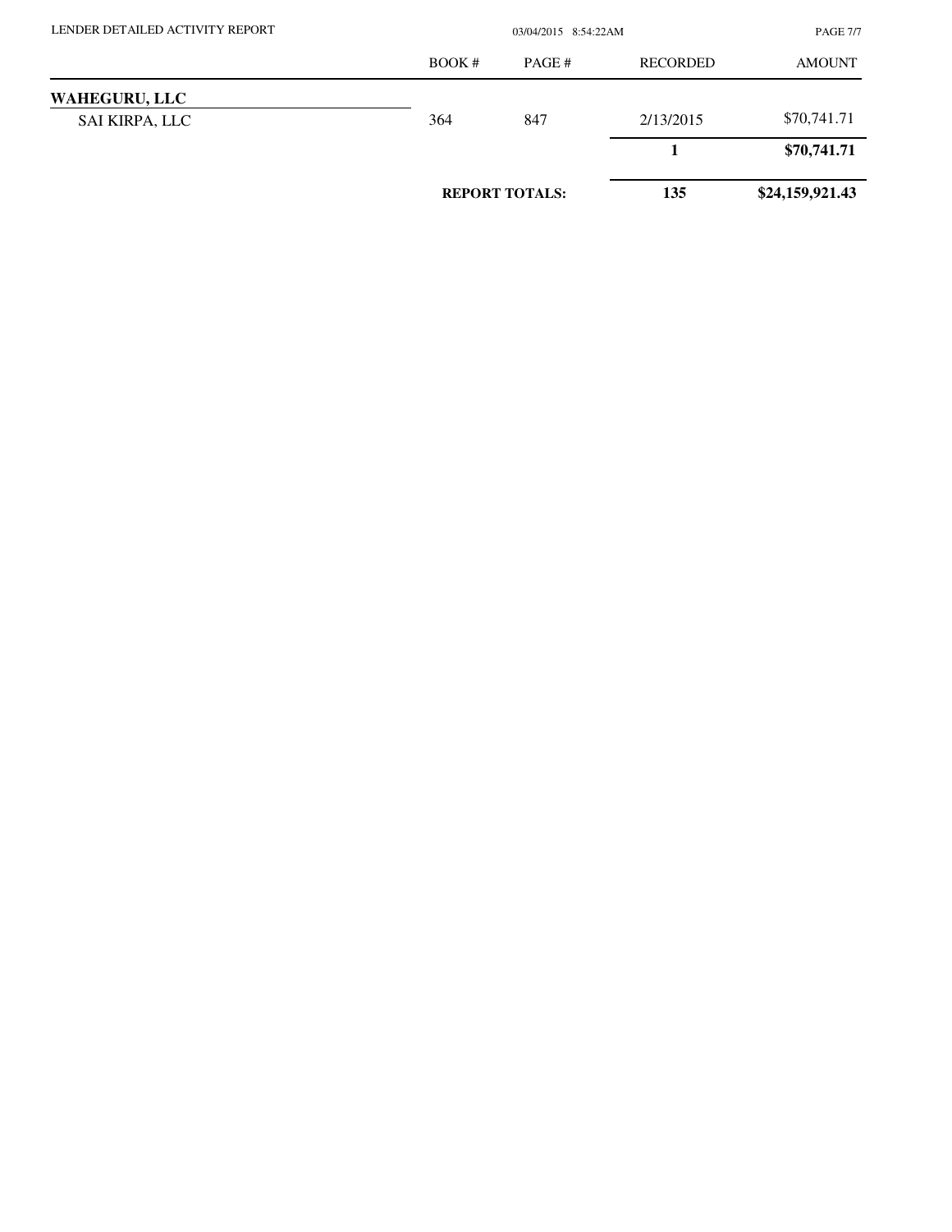| | BOOK # | PAGE # | RECORDED | AMOUNT |
|---|---|---|---|---|
| **WAHEGURU, LLC** | | | | |
| SAI KIRPA, LLC | 364 | 847 | 2/13/2015 | $70,741.71 |
| | | | **1** | **$70,741.71** |
| | **REPORT TOTALS:** | | **135** | **$24,159,921.43** |